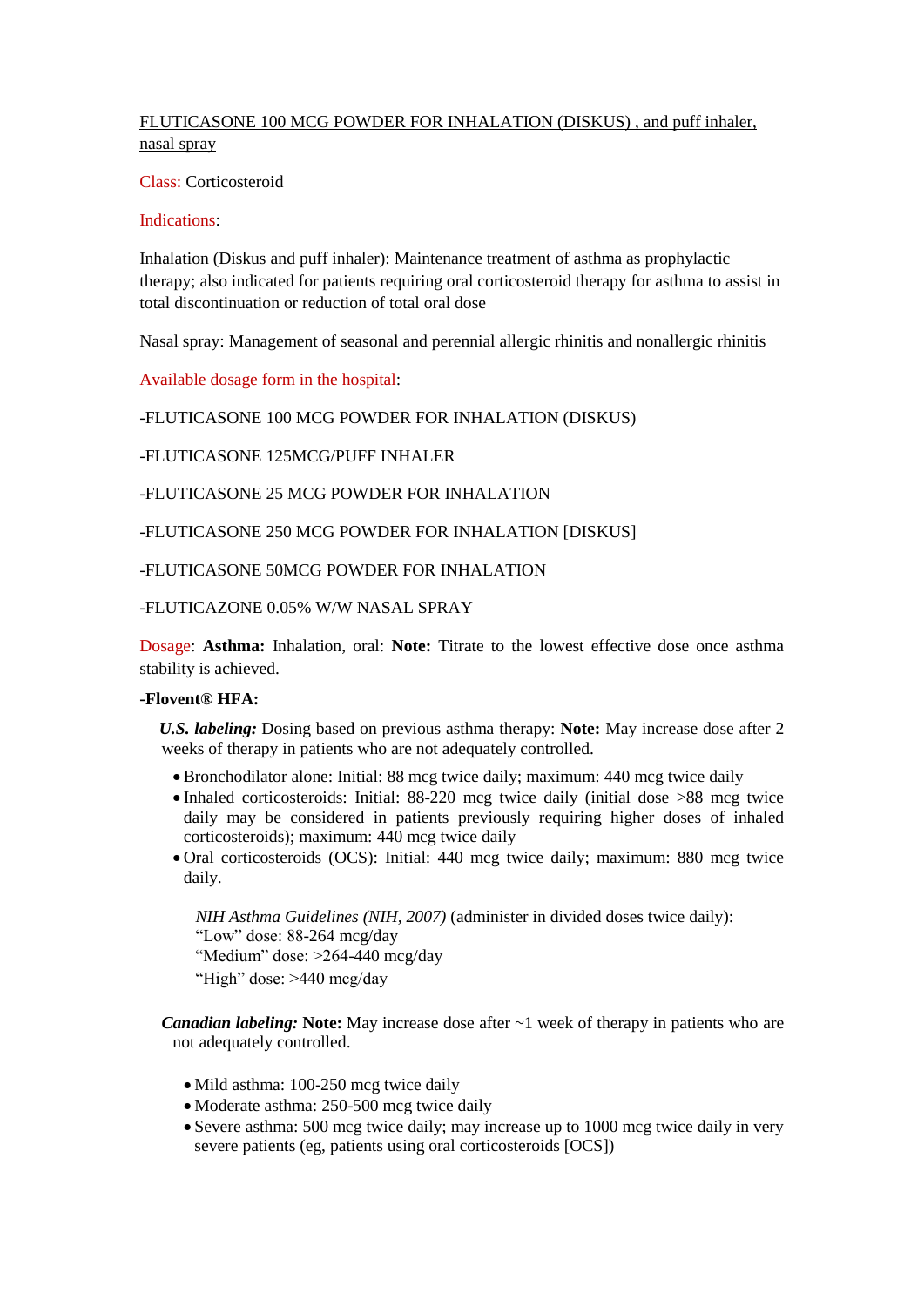FLUTICASONE 100 MCG POWDER FOR INHALATION (DISKUS) , and puff inhaler, nasal spray

Class: Corticosteroid

Indications:

Inhalation (Diskus and puff inhaler): Maintenance treatment of asthma as prophylactic therapy; also indicated for patients requiring oral corticosteroid therapy for asthma to assist in total discontinuation or reduction of total oral dose

Nasal spray: Management of seasonal and perennial allergic rhinitis and nonallergic rhinitis

Available dosage form in the hospital:

-FLUTICASONE 100 MCG POWDER FOR INHALATION (DISKUS)

-FLUTICASONE 125MCG/PUFF INHALER

-FLUTICASONE 25 MCG POWDER FOR INHALATION

-FLUTICASONE 250 MCG POWDER FOR INHALATION [DISKUS]

-FLUTICASONE 50MCG POWDER FOR INHALATION

-FLUTICAZONE 0.05% W/W NASAL SPRAY

Dosage: **Asthma:** Inhalation, oral: **Note:** Titrate to the lowest effective dose once asthma stability is achieved.

**-Flovent® HFA:**

***U.S. labeling:*** Dosing based on previous asthma therapy: **Note:** May increase dose after 2 weeks of therapy in patients who are not adequately controlled.

- Bronchodilator alone: Initial: 88 mcg twice daily; maximum: 440 mcg twice daily
- Inhaled corticosteroids: Initial: 88-220 mcg twice daily (initial dose >88 mcg twice daily may be considered in patients previously requiring higher doses of inhaled corticosteroids); maximum: 440 mcg twice daily
- Oral corticosteroids (OCS): Initial: 440 mcg twice daily; maximum: 880 mcg twice daily.

*NIH Asthma Guidelines (NIH, 2007)* (administer in divided doses twice daily):
"Low" dose: 88-264 mcg/day
"Medium" dose: >264-440 mcg/day
"High" dose: >440 mcg/day

***Canadian labeling:*** **Note:** May increase dose after ~1 week of therapy in patients who are not adequately controlled.

- Mild asthma: 100-250 mcg twice daily
- Moderate asthma: 250-500 mcg twice daily
- Severe asthma: 500 mcg twice daily; may increase up to 1000 mcg twice daily in very severe patients (eg, patients using oral corticosteroids [OCS])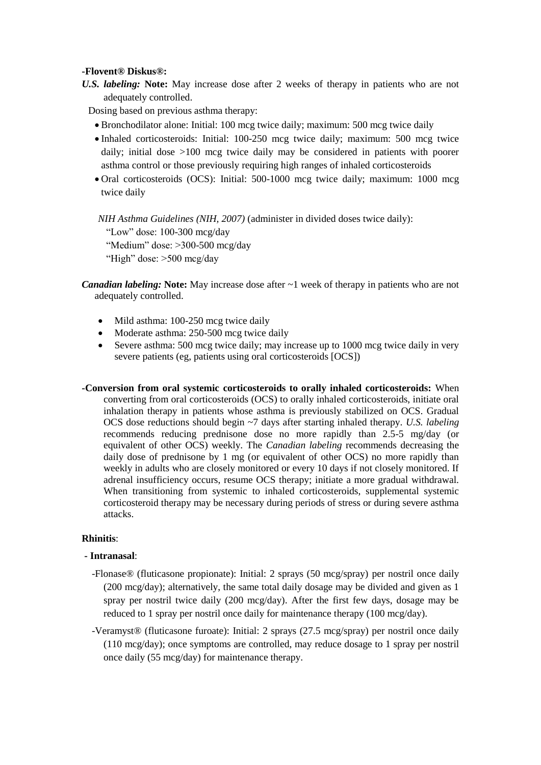**-Flovent® Diskus®:**

***U.S. labeling:*** **Note:** May increase dose after 2 weeks of therapy in patients who are not adequately controlled.

Dosing based on previous asthma therapy:

- Bronchodilator alone: Initial: 100 mcg twice daily; maximum: 500 mcg twice daily
- Inhaled corticosteroids: Initial: 100-250 mcg twice daily; maximum: 500 mcg twice daily; initial dose >100 mcg twice daily may be considered in patients with poorer asthma control or those previously requiring high ranges of inhaled corticosteroids
- Oral corticosteroids (OCS): Initial: 500-1000 mcg twice daily; maximum: 1000 mcg twice daily

*NIH Asthma Guidelines (NIH, 2007)* (administer in divided doses twice daily):

"Low" dose: 100-300 mcg/day

"Medium" dose: >300-500 mcg/day

"High" dose: >500 mcg/day

***Canadian labeling:*** **Note:** May increase dose after ~1 week of therapy in patients who are not adequately controlled.

- Mild asthma: 100-250 mcg twice daily
- Moderate asthma: 250-500 mcg twice daily
- Severe asthma: 500 mcg twice daily; may increase up to 1000 mcg twice daily in very severe patients (eg, patients using oral corticosteroids [OCS])

**-Conversion from oral systemic corticosteroids to orally inhaled corticosteroids:** When converting from oral corticosteroids (OCS) to orally inhaled corticosteroids, initiate oral inhalation therapy in patients whose asthma is previously stabilized on OCS. Gradual OCS dose reductions should begin ~7 days after starting inhaled therapy. *U.S. labeling* recommends reducing prednisone dose no more rapidly than 2.5-5 mg/day (or equivalent of other OCS) weekly. The *Canadian labeling* recommends decreasing the daily dose of prednisone by 1 mg (or equivalent of other OCS) no more rapidly than weekly in adults who are closely monitored or every 10 days if not closely monitored. If adrenal insufficiency occurs, resume OCS therapy; initiate a more gradual withdrawal. When transitioning from systemic to inhaled corticosteroids, supplemental systemic corticosteroid therapy may be necessary during periods of stress or during severe asthma attacks.

**Rhinitis**:

**- Intranasal**:

-Flonase® (fluticasone propionate): Initial: 2 sprays (50 mcg/spray) per nostril once daily (200 mcg/day); alternatively, the same total daily dosage may be divided and given as 1 spray per nostril twice daily (200 mcg/day). After the first few days, dosage may be reduced to 1 spray per nostril once daily for maintenance therapy (100 mcg/day).

-Veramyst® (fluticasone furoate): Initial: 2 sprays (27.5 mcg/spray) per nostril once daily (110 mcg/day); once symptoms are controlled, may reduce dosage to 1 spray per nostril once daily (55 mcg/day) for maintenance therapy.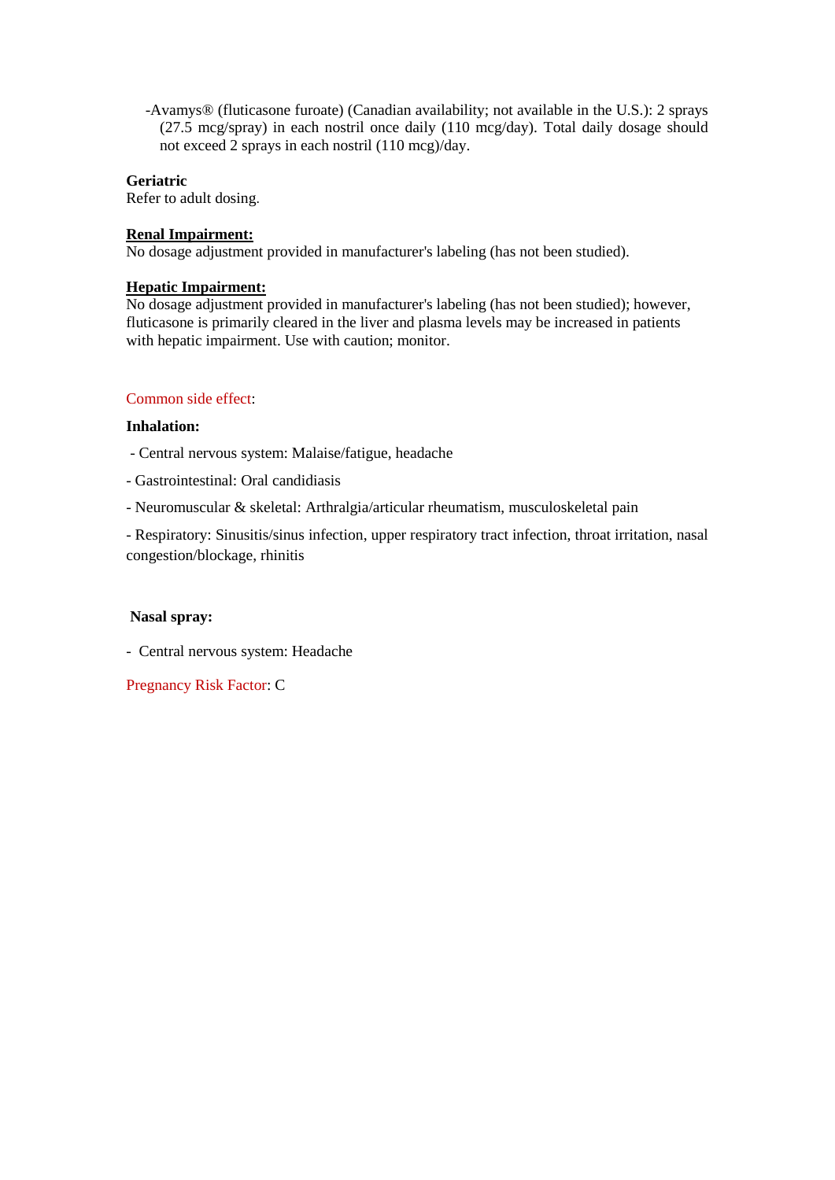- Avamys® (fluticasone furoate) (Canadian availability; not available in the U.S.): 2 sprays (27.5 mcg/spray) in each nostril once daily (110 mcg/day). Total daily dosage should not exceed 2 sprays in each nostril (110 mcg)/day.

**Geriatric**

Refer to adult dosing.

**Renal Impairment:**

No dosage adjustment provided in manufacturer's labeling (has not been studied).

**Hepatic Impairment:**

No dosage adjustment provided in manufacturer's labeling (has not been studied); however, fluticasone is primarily cleared in the liver and plasma levels may be increased in patients with hepatic impairment. Use with caution; monitor.

Common side effect:

**Inhalation:**

- Central nervous system: Malaise/fatigue, headache
- Gastrointestinal: Oral candidiasis
- Neuromuscular & skeletal: Arthralgia/articular rheumatism, musculoskeletal pain
- Respiratory: Sinusitis/sinus infection, upper respiratory tract infection, throat irritation, nasal congestion/blockage, rhinitis

**Nasal spray:**

- Central nervous system: Headache

Pregnancy Risk Factor: C